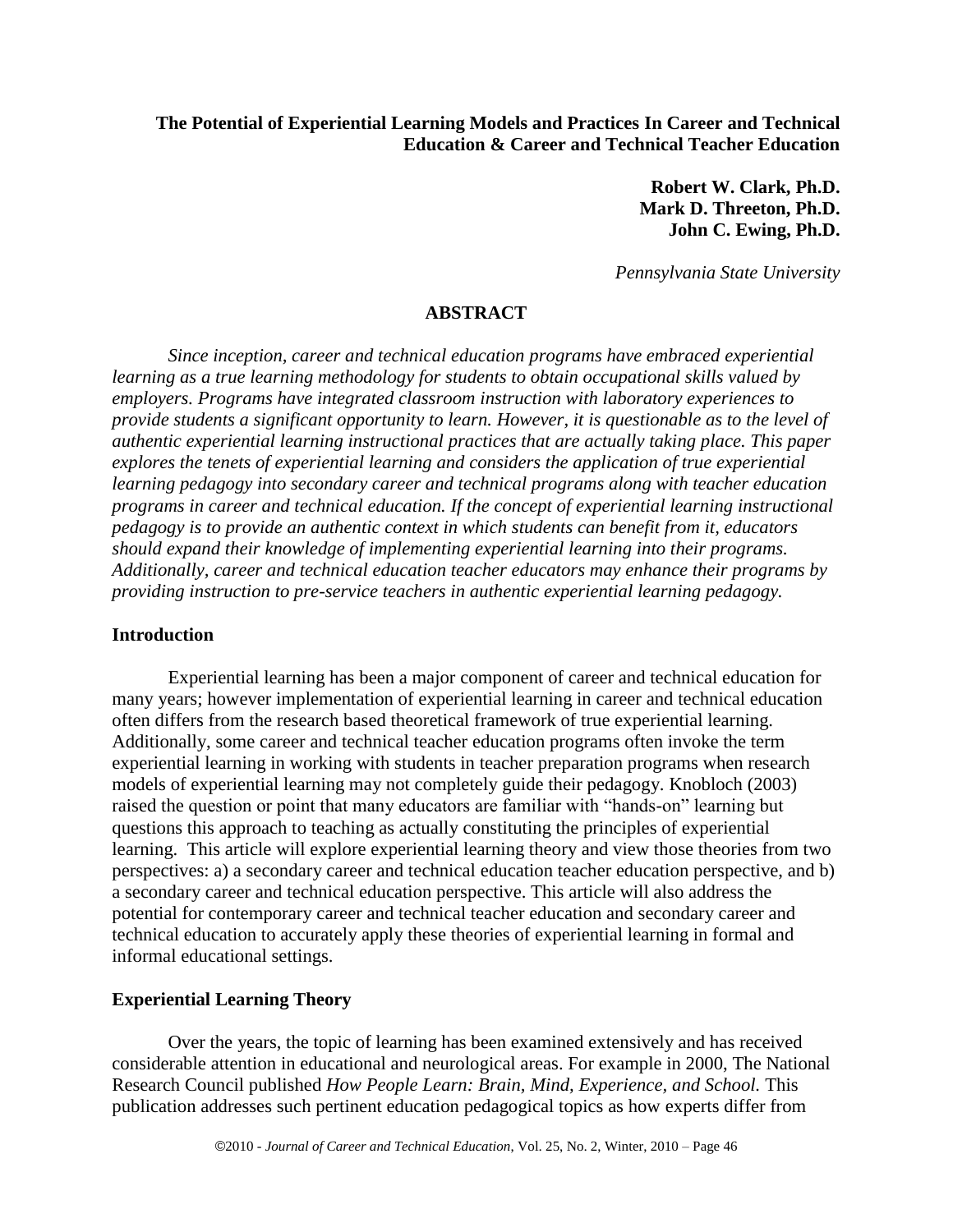# The Potential of Experiential Learning Models and Practices In Career and Technical Education & Career and Technical Teacher Education

**Robert W. Clark, Ph.D.**
**Mark D. Threeton, Ph.D.**
**John C. Ewing, Ph.D.**

*Pennsylvania State University*

## ABSTRACT

*Since inception, career and technical education programs have embraced experiential learning as a true learning methodology for students to obtain occupational skills valued by employers. Programs have integrated classroom instruction with laboratory experiences to provide students a significant opportunity to learn. However, it is questionable as to the level of authentic experiential learning instructional practices that are actually taking place. This paper explores the tenets of experiential learning and considers the application of true experiential learning pedagogy into secondary career and technical programs along with teacher education programs in career and technical education. If the concept of experiential learning instructional pedagogy is to provide an authentic context in which students can benefit from it, educators should expand their knowledge of implementing experiential learning into their programs. Additionally, career and technical education teacher educators may enhance their programs by providing instruction to pre-service teachers in authentic experiential learning pedagogy.*

## Introduction

Experiential learning has been a major component of career and technical education for many years; however implementation of experiential learning in career and technical education often differs from the research based theoretical framework of true experiential learning. Additionally, some career and technical teacher education programs often invoke the term experiential learning in working with students in teacher preparation programs when research models of experiential learning may not completely guide their pedagogy. Knobloch (2003) raised the question or point that many educators are familiar with "hands-on" learning but questions this approach to teaching as actually constituting the principles of experiential learning. This article will explore experiential learning theory and view those theories from two perspectives: a) a secondary career and technical education teacher education perspective, and b) a secondary career and technical education perspective. This article will also address the potential for contemporary career and technical teacher education and secondary career and technical education to accurately apply these theories of experiential learning in formal and informal educational settings.

## Experiential Learning Theory

Over the years, the topic of learning has been examined extensively and has received considerable attention in educational and neurological areas. For example in 2000, The National Research Council published *How People Learn: Brain, Mind, Experience, and School.* This publication addresses such pertinent education pedagogical topics as how experts differ from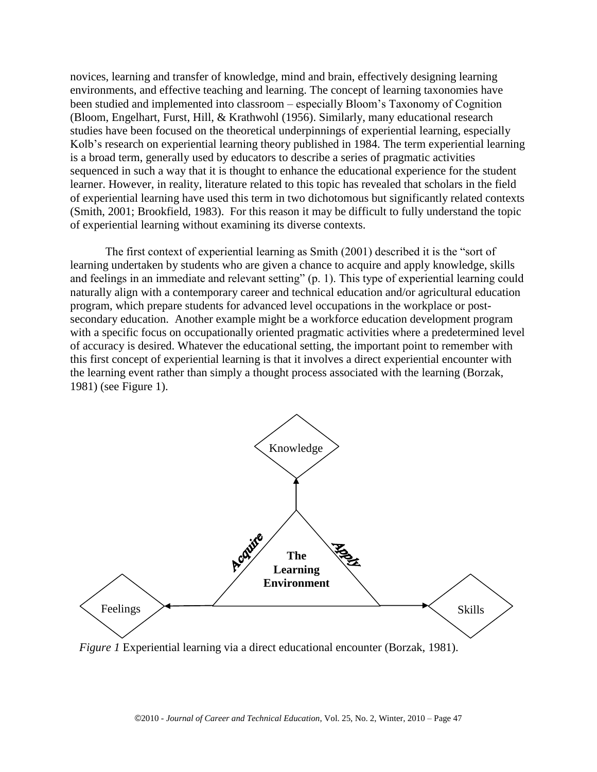novices, learning and transfer of knowledge, mind and brain, effectively designing learning environments, and effective teaching and learning. The concept of learning taxonomies have been studied and implemented into classroom – especially Bloom's Taxonomy of Cognition (Bloom, Engelhart, Furst, Hill, & Krathwohl (1956). Similarly, many educational research studies have been focused on the theoretical underpinnings of experiential learning, especially Kolb's research on experiential learning theory published in 1984. The term experiential learning is a broad term, generally used by educators to describe a series of pragmatic activities sequenced in such a way that it is thought to enhance the educational experience for the student learner. However, in reality, literature related to this topic has revealed that scholars in the field of experiential learning have used this term in two dichotomous but significantly related contexts (Smith, 2001; Brookfield, 1983). For this reason it may be difficult to fully understand the topic of experiential learning without examining its diverse contexts.

The first context of experiential learning as Smith (2001) described it is the "sort of learning undertaken by students who are given a chance to acquire and apply knowledge, skills and feelings in an immediate and relevant setting" (p. 1). This type of experiential learning could naturally align with a contemporary career and technical education and/or agricultural education program, which prepare students for advanced level occupations in the workplace or post-secondary education. Another example might be a workforce education development program with a specific focus on occupationally oriented pragmatic activities where a predetermined level of accuracy is desired. Whatever the educational setting, the important point to remember with this first concept of experiential learning is that it involves a direct experiential encounter with the learning event rather than simply a thought process associated with the learning (Borzak, 1981) (see Figure 1).

Knowledge

Acquire — **The Learning Environment** — Apply

Feelings — Skills

*Figure 1* Experiential learning via a direct educational encounter (Borzak, 1981).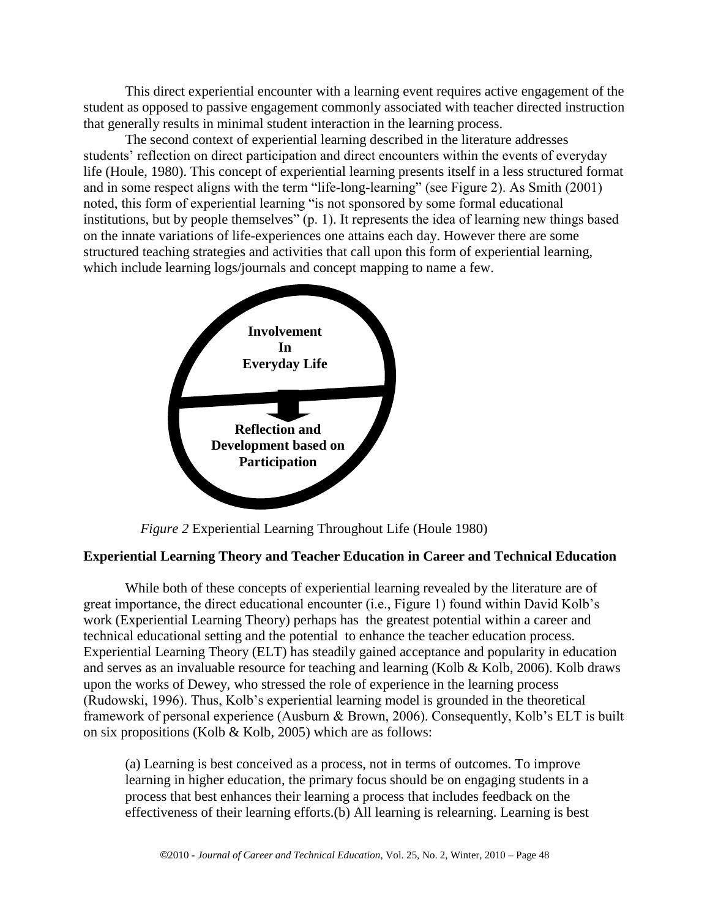This direct experiential encounter with a learning event requires active engagement of the student as opposed to passive engagement commonly associated with teacher directed instruction that generally results in minimal student interaction in the learning process.

The second context of experiential learning described in the literature addresses students' reflection on direct participation and direct encounters within the events of everyday life (Houle, 1980). This concept of experiential learning presents itself in a less structured format and in some respect aligns with the term "life-long-learning" (see Figure 2). As Smith (2001) noted, this form of experiential learning "is not sponsored by some formal educational institutions, but by people themselves" (p. 1). It represents the idea of learning new things based on the innate variations of life-experiences one attains each day. However there are some structured teaching strategies and activities that call upon this form of experiential learning, which include learning logs/journals and concept mapping to name a few.

**Involvement In Everyday Life**

**Reflection and Development based on Participation**

*Figure 2* Experiential Learning Throughout Life (Houle 1980)

**Experiential Learning Theory and Teacher Education in Career and Technical Education**

While both of these concepts of experiential learning revealed by the literature are of great importance, the direct educational encounter (i.e., Figure 1) found within David Kolb's work (Experiential Learning Theory) perhaps has the greatest potential within a career and technical educational setting and the potential to enhance the teacher education process. Experiential Learning Theory (ELT) has steadily gained acceptance and popularity in education and serves as an invaluable resource for teaching and learning (Kolb & Kolb, 2006). Kolb draws upon the works of Dewey, who stressed the role of experience in the learning process (Rudowski, 1996). Thus, Kolb's experiential learning model is grounded in the theoretical framework of personal experience (Ausburn & Brown, 2006). Consequently, Kolb's ELT is built on six propositions (Kolb & Kolb, 2005) which are as follows:

> (a) Learning is best conceived as a process, not in terms of outcomes. To improve learning in higher education, the primary focus should be on engaging students in a process that best enhances their learning a process that includes feedback on the effectiveness of their learning efforts.(b) All learning is relearning. Learning is best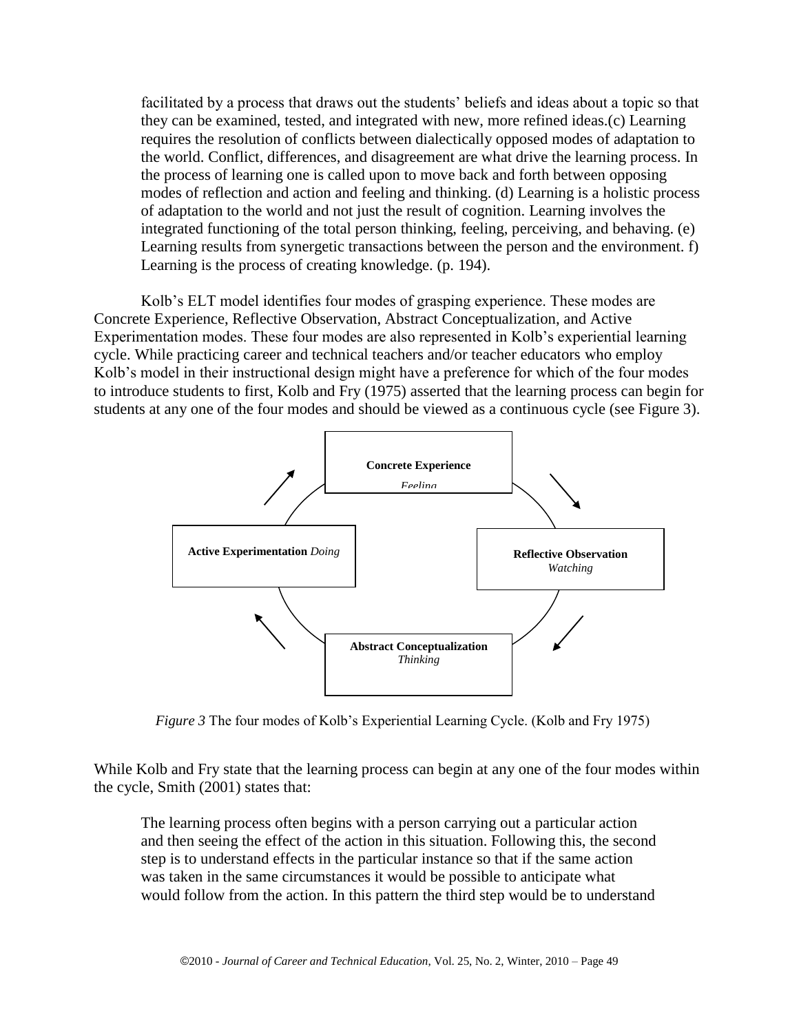> facilitated by a process that draws out the students' beliefs and ideas about a topic so that they can be examined, tested, and integrated with new, more refined ideas.(c) Learning requires the resolution of conflicts between dialectically opposed modes of adaptation to the world. Conflict, differences, and disagreement are what drive the learning process. In the process of learning one is called upon to move back and forth between opposing modes of reflection and action and feeling and thinking. (d) Learning is a holistic process of adaptation to the world and not just the result of cognition. Learning involves the integrated functioning of the total person thinking, feeling, perceiving, and behaving. (e) Learning results from synergetic transactions between the person and the environment. f) Learning is the process of creating knowledge. (p. 194).

Kolb's ELT model identifies four modes of grasping experience. These modes are Concrete Experience, Reflective Observation, Abstract Conceptualization, and Active Experimentation modes. These four modes are also represented in Kolb's experiential learning cycle. While practicing career and technical teachers and/or teacher educators who employ Kolb's model in their instructional design might have a preference for which of the four modes to introduce students to first, Kolb and Fry (1975) asserted that the learning process can begin for students at any one of the four modes and should be viewed as a continuous cycle (see Figure 3).

**Concrete Experience** *Feeling*

**Reflective Observation** *Watching*

**Abstract Conceptualization** *Thinking*

**Active Experimentation** *Doing*

*Figure 3* The four modes of Kolb's Experiential Learning Cycle. (Kolb and Fry 1975)

While Kolb and Fry state that the learning process can begin at any one of the four modes within the cycle, Smith (2001) states that:

> The learning process often begins with a person carrying out a particular action and then seeing the effect of the action in this situation. Following this, the second step is to understand effects in the particular instance so that if the same action was taken in the same circumstances it would be possible to anticipate what would follow from the action. In this pattern the third step would be to understand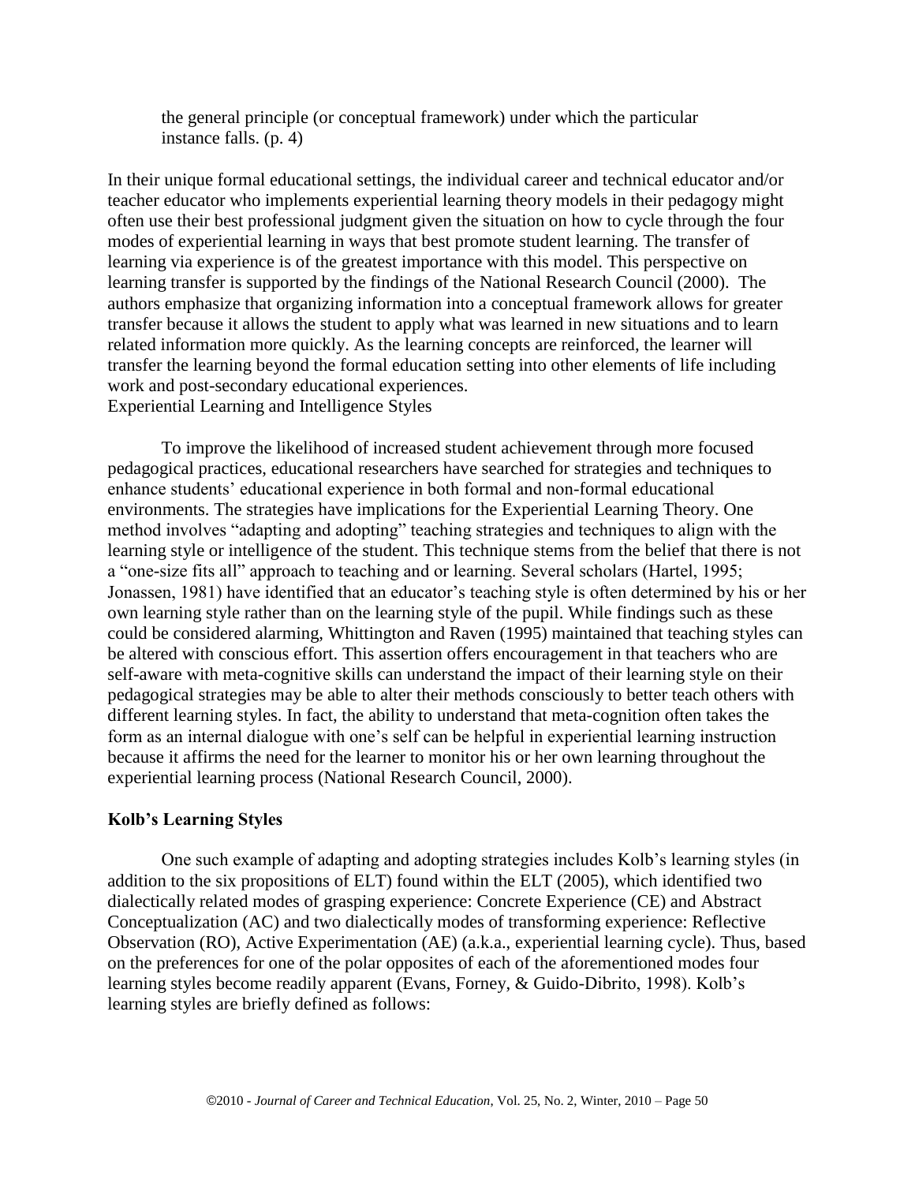> the general principle (or conceptual framework) under which the particular instance falls. (p. 4)

In their unique formal educational settings, the individual career and technical educator and/or teacher educator who implements experiential learning theory models in their pedagogy might often use their best professional judgment given the situation on how to cycle through the four modes of experiential learning in ways that best promote student learning. The transfer of learning via experience is of the greatest importance with this model. This perspective on learning transfer is supported by the findings of the National Research Council (2000). The authors emphasize that organizing information into a conceptual framework allows for greater transfer because it allows the student to apply what was learned in new situations and to learn related information more quickly. As the learning concepts are reinforced, the learner will transfer the learning beyond the formal education setting into other elements of life including work and post-secondary educational experiences.

Experiential Learning and Intelligence Styles

To improve the likelihood of increased student achievement through more focused pedagogical practices, educational researchers have searched for strategies and techniques to enhance students' educational experience in both formal and non-formal educational environments. The strategies have implications for the Experiential Learning Theory. One method involves "adapting and adopting" teaching strategies and techniques to align with the learning style or intelligence of the student. This technique stems from the belief that there is not a "one-size fits all" approach to teaching and or learning. Several scholars (Hartel, 1995; Jonassen, 1981) have identified that an educator's teaching style is often determined by his or her own learning style rather than on the learning style of the pupil. While findings such as these could be considered alarming, Whittington and Raven (1995) maintained that teaching styles can be altered with conscious effort. This assertion offers encouragement in that teachers who are self-aware with meta-cognitive skills can understand the impact of their learning style on their pedagogical strategies may be able to alter their methods consciously to better teach others with different learning styles. In fact, the ability to understand that meta-cognition often takes the form as an internal dialogue with one's self can be helpful in experiential learning instruction because it affirms the need for the learner to monitor his or her own learning throughout the experiential learning process (National Research Council, 2000).

## Kolb's Learning Styles

One such example of adapting and adopting strategies includes Kolb's learning styles (in addition to the six propositions of ELT) found within the ELT (2005), which identified two dialectically related modes of grasping experience: Concrete Experience (CE) and Abstract Conceptualization (AC) and two dialectically modes of transforming experience: Reflective Observation (RO), Active Experimentation (AE) (a.k.a., experiential learning cycle). Thus, based on the preferences for one of the polar opposites of each of the aforementioned modes four learning styles become readily apparent (Evans, Forney, & Guido-Dibrito, 1998). Kolb's learning styles are briefly defined as follows: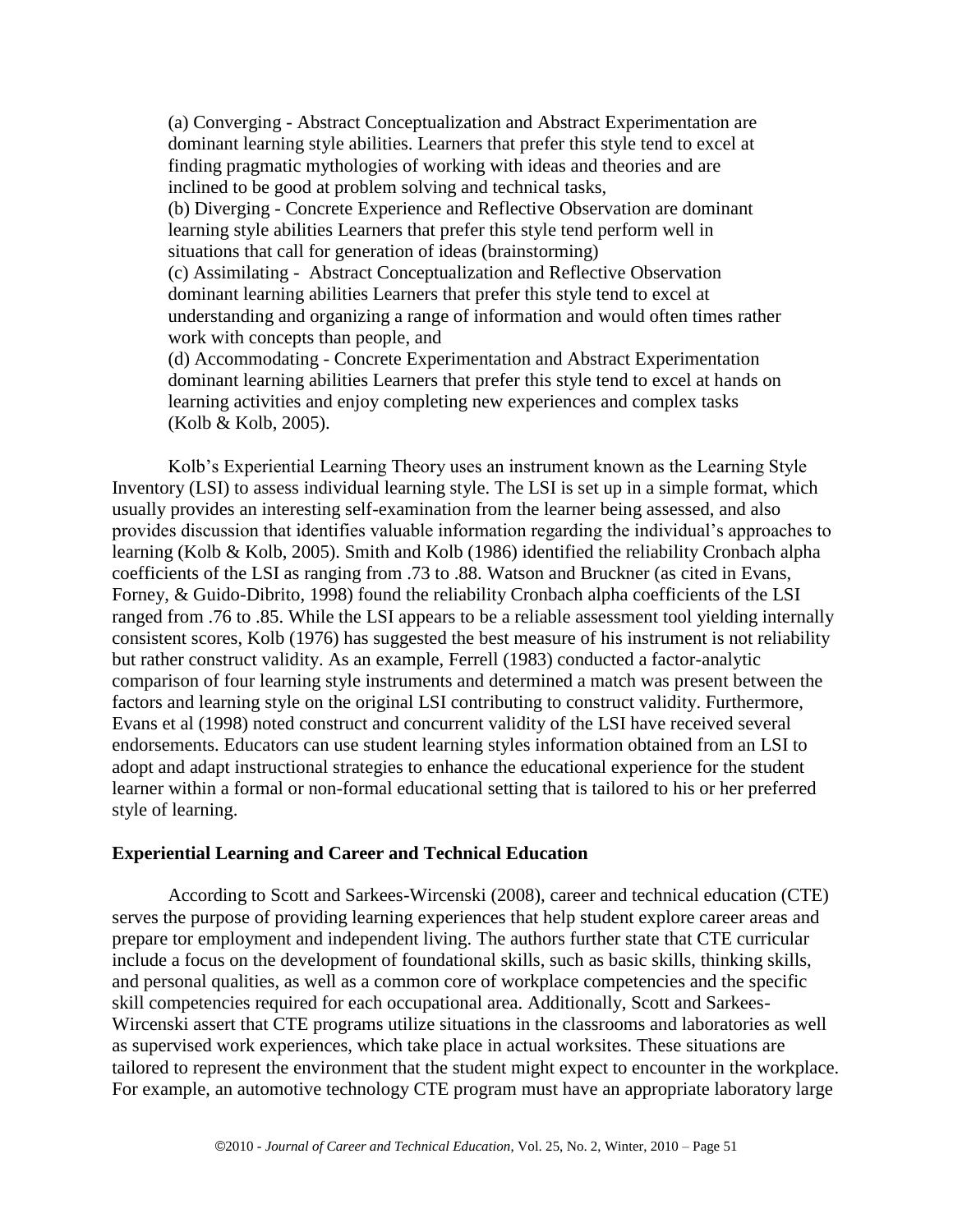(a) Converging - Abstract Conceptualization and Abstract Experimentation are dominant learning style abilities. Learners that prefer this style tend to excel at finding pragmatic mythologies of working with ideas and theories and are inclined to be good at problem solving and technical tasks,

(b) Diverging - Concrete Experience and Reflective Observation are dominant learning style abilities Learners that prefer this style tend perform well in situations that call for generation of ideas (brainstorming)

(c) Assimilating - Abstract Conceptualization and Reflective Observation dominant learning abilities Learners that prefer this style tend to excel at understanding and organizing a range of information and would often times rather work with concepts than people, and

(d) Accommodating - Concrete Experimentation and Abstract Experimentation dominant learning abilities Learners that prefer this style tend to excel at hands on learning activities and enjoy completing new experiences and complex tasks (Kolb & Kolb, 2005).

Kolb's Experiential Learning Theory uses an instrument known as the Learning Style Inventory (LSI) to assess individual learning style. The LSI is set up in a simple format, which usually provides an interesting self-examination from the learner being assessed, and also provides discussion that identifies valuable information regarding the individual's approaches to learning (Kolb & Kolb, 2005). Smith and Kolb (1986) identified the reliability Cronbach alpha coefficients of the LSI as ranging from .73 to .88. Watson and Bruckner (as cited in Evans, Forney, & Guido-Dibrito, 1998) found the reliability Cronbach alpha coefficients of the LSI ranged from .76 to .85. While the LSI appears to be a reliable assessment tool yielding internally consistent scores, Kolb (1976) has suggested the best measure of his instrument is not reliability but rather construct validity. As an example, Ferrell (1983) conducted a factor-analytic comparison of four learning style instruments and determined a match was present between the factors and learning style on the original LSI contributing to construct validity. Furthermore, Evans et al (1998) noted construct and concurrent validity of the LSI have received several endorsements. Educators can use student learning styles information obtained from an LSI to adopt and adapt instructional strategies to enhance the educational experience for the student learner within a formal or non-formal educational setting that is tailored to his or her preferred style of learning.

**Experiential Learning and Career and Technical Education**

According to Scott and Sarkees-Wircenski (2008), career and technical education (CTE) serves the purpose of providing learning experiences that help student explore career areas and prepare tor employment and independent living. The authors further state that CTE curricular include a focus on the development of foundational skills, such as basic skills, thinking skills, and personal qualities, as well as a common core of workplace competencies and the specific skill competencies required for each occupational area. Additionally, Scott and Sarkees-Wircenski assert that CTE programs utilize situations in the classrooms and laboratories as well as supervised work experiences, which take place in actual worksites. These situations are tailored to represent the environment that the student might expect to encounter in the workplace. For example, an automotive technology CTE program must have an appropriate laboratory large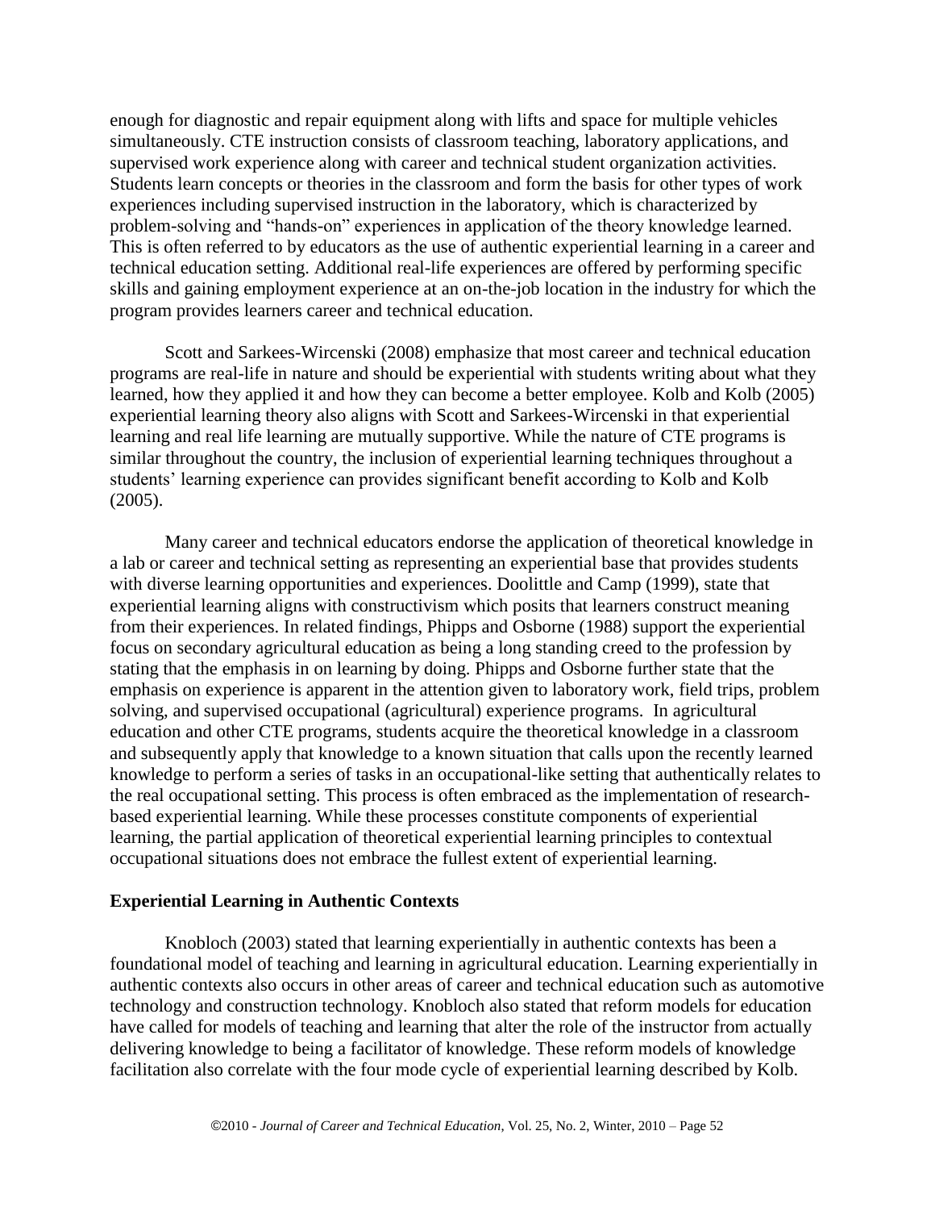enough for diagnostic and repair equipment along with lifts and space for multiple vehicles simultaneously. CTE instruction consists of classroom teaching, laboratory applications, and supervised work experience along with career and technical student organization activities. Students learn concepts or theories in the classroom and form the basis for other types of work experiences including supervised instruction in the laboratory, which is characterized by problem-solving and "hands-on" experiences in application of the theory knowledge learned. This is often referred to by educators as the use of authentic experiential learning in a career and technical education setting. Additional real-life experiences are offered by performing specific skills and gaining employment experience at an on-the-job location in the industry for which the program provides learners career and technical education.

Scott and Sarkees-Wircenski (2008) emphasize that most career and technical education programs are real-life in nature and should be experiential with students writing about what they learned, how they applied it and how they can become a better employee. Kolb and Kolb (2005) experiential learning theory also aligns with Scott and Sarkees-Wircenski in that experiential learning and real life learning are mutually supportive. While the nature of CTE programs is similar throughout the country, the inclusion of experiential learning techniques throughout a students' learning experience can provides significant benefit according to Kolb and Kolb (2005).

Many career and technical educators endorse the application of theoretical knowledge in a lab or career and technical setting as representing an experiential base that provides students with diverse learning opportunities and experiences. Doolittle and Camp (1999), state that experiential learning aligns with constructivism which posits that learners construct meaning from their experiences. In related findings, Phipps and Osborne (1988) support the experiential focus on secondary agricultural education as being a long standing creed to the profession by stating that the emphasis in on learning by doing. Phipps and Osborne further state that the emphasis on experience is apparent in the attention given to laboratory work, field trips, problem solving, and supervised occupational (agricultural) experience programs. In agricultural education and other CTE programs, students acquire the theoretical knowledge in a classroom and subsequently apply that knowledge to a known situation that calls upon the recently learned knowledge to perform a series of tasks in an occupational-like setting that authentically relates to the real occupational setting. This process is often embraced as the implementation of research-based experiential learning. While these processes constitute components of experiential learning, the partial application of theoretical experiential learning principles to contextual occupational situations does not embrace the fullest extent of experiential learning.

## Experiential Learning in Authentic Contexts

Knobloch (2003) stated that learning experientially in authentic contexts has been a foundational model of teaching and learning in agricultural education. Learning experientially in authentic contexts also occurs in other areas of career and technical education such as automotive technology and construction technology. Knobloch also stated that reform models for education have called for models of teaching and learning that alter the role of the instructor from actually delivering knowledge to being a facilitator of knowledge. These reform models of knowledge facilitation also correlate with the four mode cycle of experiential learning described by Kolb.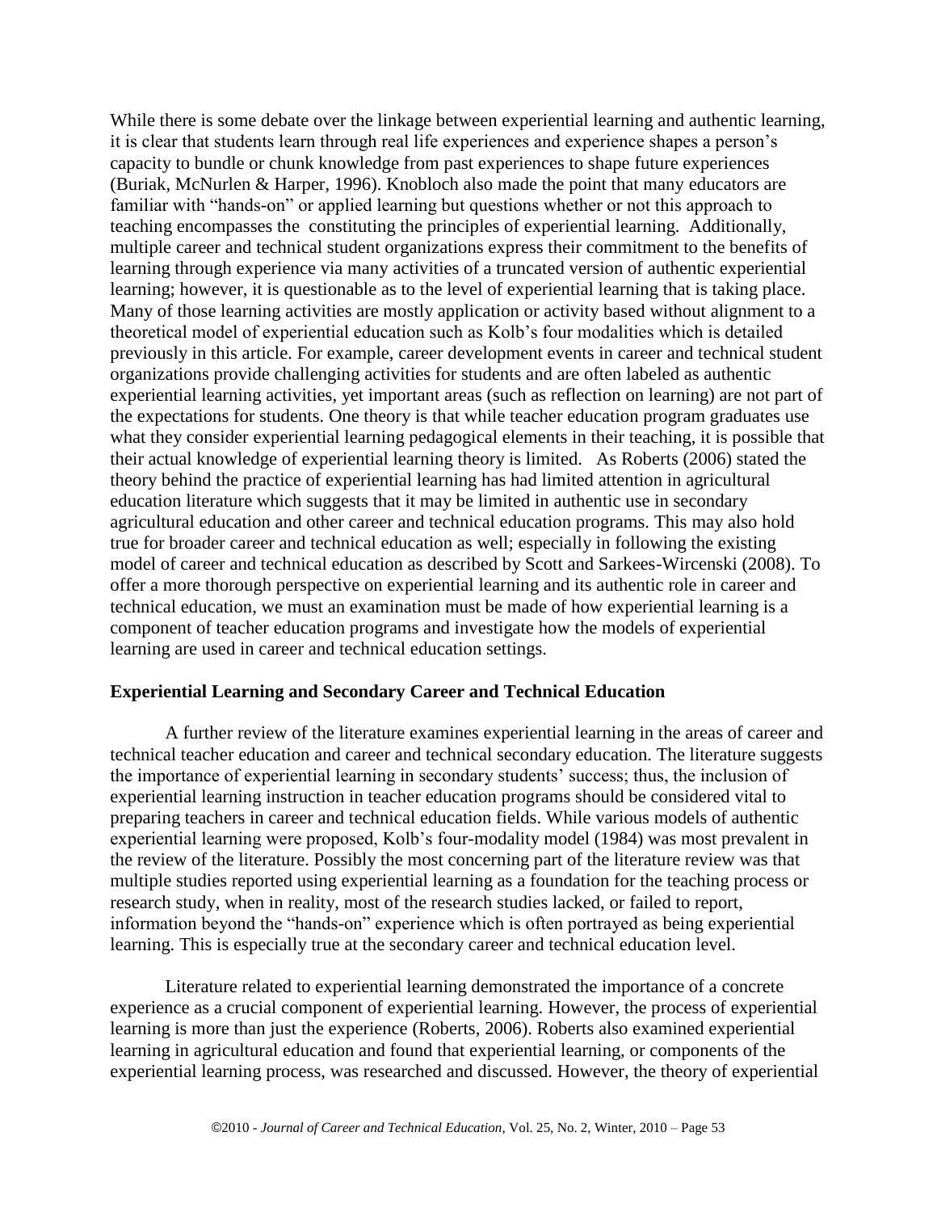While there is some debate over the linkage between experiential learning and authentic learning, it is clear that students learn through real life experiences and experience shapes a person's capacity to bundle or chunk knowledge from past experiences to shape future experiences (Buriak, McNurlen & Harper, 1996). Knobloch also made the point that many educators are familiar with "hands-on" or applied learning but questions whether or not this approach to teaching encompasses the constituting the principles of experiential learning. Additionally, multiple career and technical student organizations express their commitment to the benefits of learning through experience via many activities of a truncated version of authentic experiential learning; however, it is questionable as to the level of experiential learning that is taking place. Many of those learning activities are mostly application or activity based without alignment to a theoretical model of experiential education such as Kolb's four modalities which is detailed previously in this article. For example, career development events in career and technical student organizations provide challenging activities for students and are often labeled as authentic experiential learning activities, yet important areas (such as reflection on learning) are not part of the expectations for students. One theory is that while teacher education program graduates use what they consider experiential learning pedagogical elements in their teaching, it is possible that their actual knowledge of experiential learning theory is limited. As Roberts (2006) stated the theory behind the practice of experiential learning has had limited attention in agricultural education literature which suggests that it may be limited in authentic use in secondary agricultural education and other career and technical education programs. This may also hold true for broader career and technical education as well; especially in following the existing model of career and technical education as described by Scott and Sarkees-Wircenski (2008). To offer a more thorough perspective on experiential learning and its authentic role in career and technical education, we must an examination must be made of how experiential learning is a component of teacher education programs and investigate how the models of experiential learning are used in career and technical education settings.

**Experiential Learning and Secondary Career and Technical Education**

A further review of the literature examines experiential learning in the areas of career and technical teacher education and career and technical secondary education. The literature suggests the importance of experiential learning in secondary students' success; thus, the inclusion of experiential learning instruction in teacher education programs should be considered vital to preparing teachers in career and technical education fields. While various models of authentic experiential learning were proposed, Kolb's four-modality model (1984) was most prevalent in the review of the literature. Possibly the most concerning part of the literature review was that multiple studies reported using experiential learning as a foundation for the teaching process or research study, when in reality, most of the research studies lacked, or failed to report, information beyond the "hands-on" experience which is often portrayed as being experiential learning. This is especially true at the secondary career and technical education level.

Literature related to experiential learning demonstrated the importance of a concrete experience as a crucial component of experiential learning. However, the process of experiential learning is more than just the experience (Roberts, 2006). Roberts also examined experiential learning in agricultural education and found that experiential learning, or components of the experiential learning process, was researched and discussed. However, the theory of experiential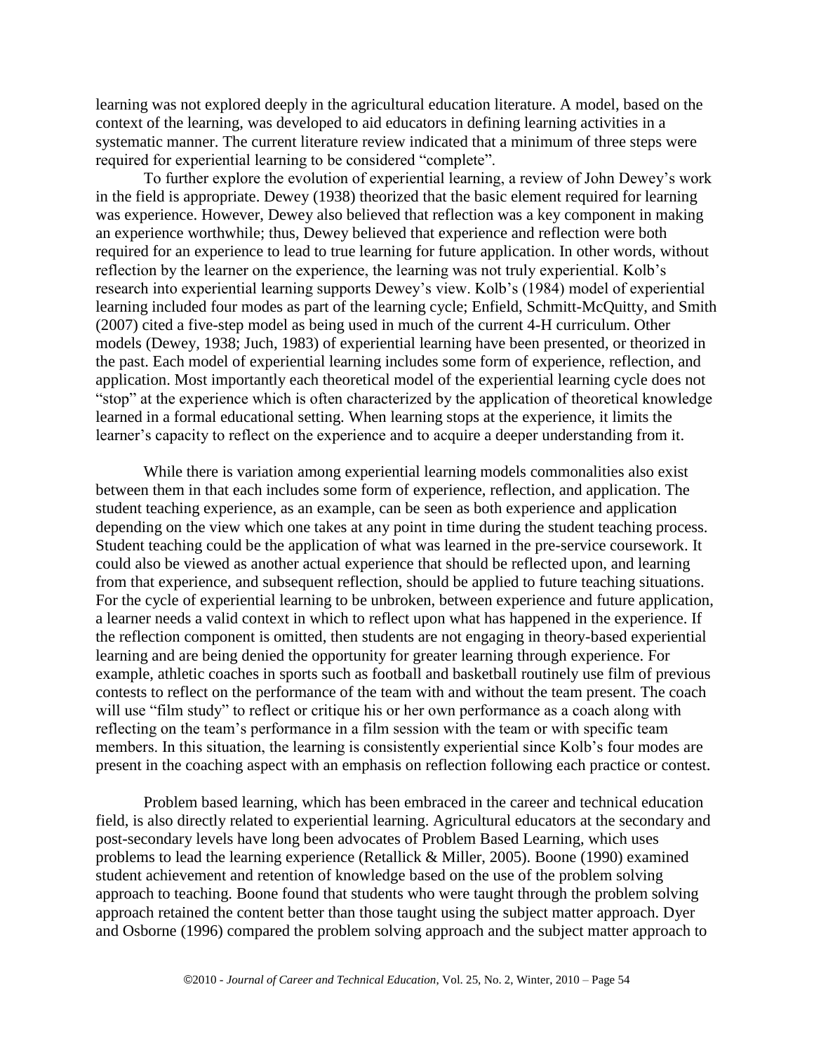learning was not explored deeply in the agricultural education literature. A model, based on the context of the learning, was developed to aid educators in defining learning activities in a systematic manner. The current literature review indicated that a minimum of three steps were required for experiential learning to be considered "complete".

To further explore the evolution of experiential learning, a review of John Dewey's work in the field is appropriate. Dewey (1938) theorized that the basic element required for learning was experience. However, Dewey also believed that reflection was a key component in making an experience worthwhile; thus, Dewey believed that experience and reflection were both required for an experience to lead to true learning for future application. In other words, without reflection by the learner on the experience, the learning was not truly experiential. Kolb's research into experiential learning supports Dewey's view. Kolb's (1984) model of experiential learning included four modes as part of the learning cycle; Enfield, Schmitt-McQuitty, and Smith (2007) cited a five-step model as being used in much of the current 4-H curriculum. Other models (Dewey, 1938; Juch, 1983) of experiential learning have been presented, or theorized in the past. Each model of experiential learning includes some form of experience, reflection, and application. Most importantly each theoretical model of the experiential learning cycle does not "stop" at the experience which is often characterized by the application of theoretical knowledge learned in a formal educational setting. When learning stops at the experience, it limits the learner's capacity to reflect on the experience and to acquire a deeper understanding from it.

While there is variation among experiential learning models commonalities also exist between them in that each includes some form of experience, reflection, and application. The student teaching experience, as an example, can be seen as both experience and application depending on the view which one takes at any point in time during the student teaching process. Student teaching could be the application of what was learned in the pre-service coursework. It could also be viewed as another actual experience that should be reflected upon, and learning from that experience, and subsequent reflection, should be applied to future teaching situations. For the cycle of experiential learning to be unbroken, between experience and future application, a learner needs a valid context in which to reflect upon what has happened in the experience. If the reflection component is omitted, then students are not engaging in theory-based experiential learning and are being denied the opportunity for greater learning through experience. For example, athletic coaches in sports such as football and basketball routinely use film of previous contests to reflect on the performance of the team with and without the team present. The coach will use "film study" to reflect or critique his or her own performance as a coach along with reflecting on the team's performance in a film session with the team or with specific team members. In this situation, the learning is consistently experiential since Kolb's four modes are present in the coaching aspect with an emphasis on reflection following each practice or contest.

Problem based learning, which has been embraced in the career and technical education field, is also directly related to experiential learning. Agricultural educators at the secondary and post-secondary levels have long been advocates of Problem Based Learning, which uses problems to lead the learning experience (Retallick & Miller, 2005). Boone (1990) examined student achievement and retention of knowledge based on the use of the problem solving approach to teaching. Boone found that students who were taught through the problem solving approach retained the content better than those taught using the subject matter approach. Dyer and Osborne (1996) compared the problem solving approach and the subject matter approach to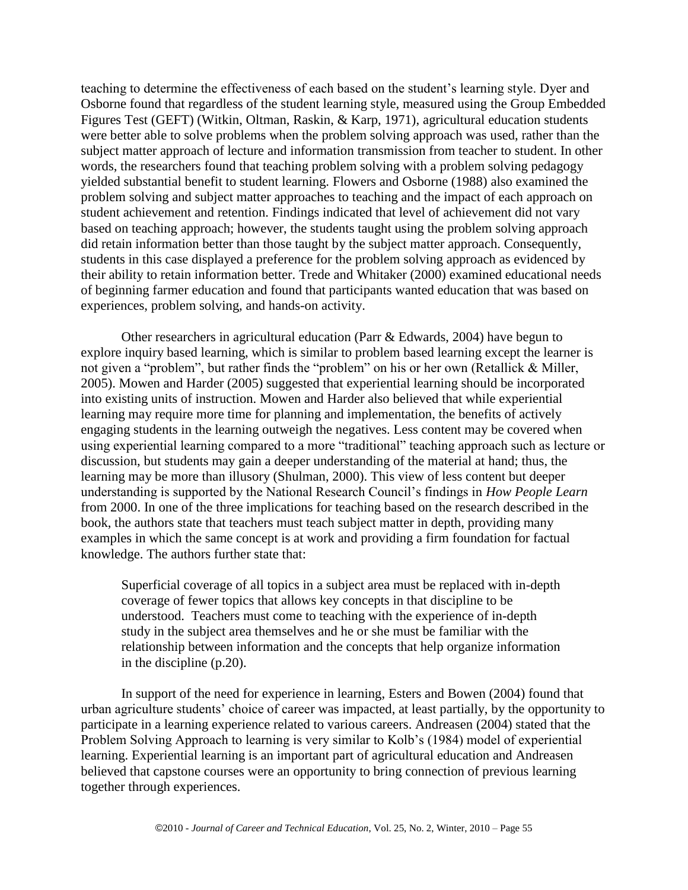teaching to determine the effectiveness of each based on the student's learning style. Dyer and Osborne found that regardless of the student learning style, measured using the Group Embedded Figures Test (GEFT) (Witkin, Oltman, Raskin, & Karp, 1971), agricultural education students were better able to solve problems when the problem solving approach was used, rather than the subject matter approach of lecture and information transmission from teacher to student. In other words, the researchers found that teaching problem solving with a problem solving pedagogy yielded substantial benefit to student learning. Flowers and Osborne (1988) also examined the problem solving and subject matter approaches to teaching and the impact of each approach on student achievement and retention. Findings indicated that level of achievement did not vary based on teaching approach; however, the students taught using the problem solving approach did retain information better than those taught by the subject matter approach. Consequently, students in this case displayed a preference for the problem solving approach as evidenced by their ability to retain information better. Trede and Whitaker (2000) examined educational needs of beginning farmer education and found that participants wanted education that was based on experiences, problem solving, and hands-on activity.

Other researchers in agricultural education (Parr & Edwards, 2004) have begun to explore inquiry based learning, which is similar to problem based learning except the learner is not given a "problem", but rather finds the "problem" on his or her own (Retallick & Miller, 2005). Mowen and Harder (2005) suggested that experiential learning should be incorporated into existing units of instruction. Mowen and Harder also believed that while experiential learning may require more time for planning and implementation, the benefits of actively engaging students in the learning outweigh the negatives. Less content may be covered when using experiential learning compared to a more "traditional" teaching approach such as lecture or discussion, but students may gain a deeper understanding of the material at hand; thus, the learning may be more than illusory (Shulman, 2000). This view of less content but deeper understanding is supported by the National Research Council's findings in *How People Learn* from 2000. In one of the three implications for teaching based on the research described in the book, the authors state that teachers must teach subject matter in depth, providing many examples in which the same concept is at work and providing a firm foundation for factual knowledge. The authors further state that:

> Superficial coverage of all topics in a subject area must be replaced with in-depth coverage of fewer topics that allows key concepts in that discipline to be understood. Teachers must come to teaching with the experience of in-depth study in the subject area themselves and he or she must be familiar with the relationship between information and the concepts that help organize information in the discipline (p.20).

In support of the need for experience in learning, Esters and Bowen (2004) found that urban agriculture students' choice of career was impacted, at least partially, by the opportunity to participate in a learning experience related to various careers. Andreasen (2004) stated that the Problem Solving Approach to learning is very similar to Kolb's (1984) model of experiential learning. Experiential learning is an important part of agricultural education and Andreasen believed that capstone courses were an opportunity to bring connection of previous learning together through experiences.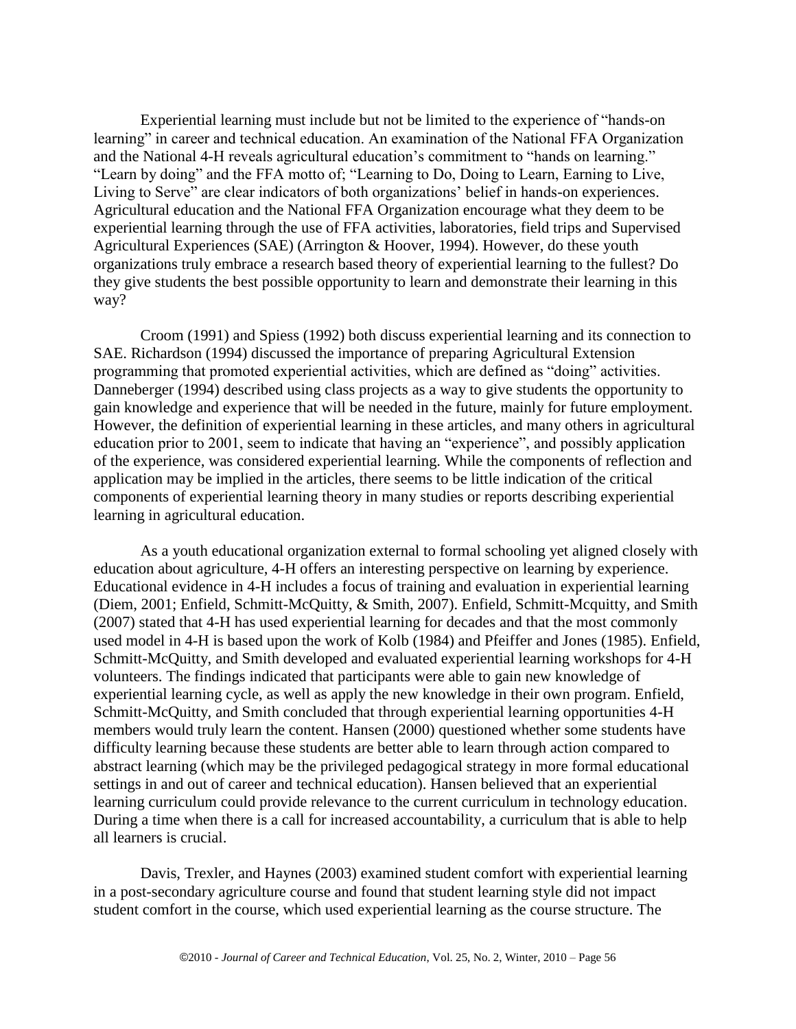Experiential learning must include but not be limited to the experience of "hands-on learning" in career and technical education. An examination of the National FFA Organization and the National 4-H reveals agricultural education's commitment to "hands on learning." "Learn by doing" and the FFA motto of; "Learning to Do, Doing to Learn, Earning to Live, Living to Serve" are clear indicators of both organizations' belief in hands-on experiences. Agricultural education and the National FFA Organization encourage what they deem to be experiential learning through the use of FFA activities, laboratories, field trips and Supervised Agricultural Experiences (SAE) (Arrington & Hoover, 1994). However, do these youth organizations truly embrace a research based theory of experiential learning to the fullest? Do they give students the best possible opportunity to learn and demonstrate their learning in this way?

Croom (1991) and Spiess (1992) both discuss experiential learning and its connection to SAE. Richardson (1994) discussed the importance of preparing Agricultural Extension programming that promoted experiential activities, which are defined as "doing" activities. Danneberger (1994) described using class projects as a way to give students the opportunity to gain knowledge and experience that will be needed in the future, mainly for future employment. However, the definition of experiential learning in these articles, and many others in agricultural education prior to 2001, seem to indicate that having an "experience", and possibly application of the experience, was considered experiential learning. While the components of reflection and application may be implied in the articles, there seems to be little indication of the critical components of experiential learning theory in many studies or reports describing experiential learning in agricultural education.

As a youth educational organization external to formal schooling yet aligned closely with education about agriculture, 4-H offers an interesting perspective on learning by experience. Educational evidence in 4-H includes a focus of training and evaluation in experiential learning (Diem, 2001; Enfield, Schmitt-McQuitty, & Smith, 2007). Enfield, Schmitt-Mcquitty, and Smith (2007) stated that 4-H has used experiential learning for decades and that the most commonly used model in 4-H is based upon the work of Kolb (1984) and Pfeiffer and Jones (1985). Enfield, Schmitt-McQuitty, and Smith developed and evaluated experiential learning workshops for 4-H volunteers. The findings indicated that participants were able to gain new knowledge of experiential learning cycle, as well as apply the new knowledge in their own program. Enfield, Schmitt-McQuitty, and Smith concluded that through experiential learning opportunities 4-H members would truly learn the content. Hansen (2000) questioned whether some students have difficulty learning because these students are better able to learn through action compared to abstract learning (which may be the privileged pedagogical strategy in more formal educational settings in and out of career and technical education). Hansen believed that an experiential learning curriculum could provide relevance to the current curriculum in technology education. During a time when there is a call for increased accountability, a curriculum that is able to help all learners is crucial.

Davis, Trexler, and Haynes (2003) examined student comfort with experiential learning in a post-secondary agriculture course and found that student learning style did not impact student comfort in the course, which used experiential learning as the course structure. The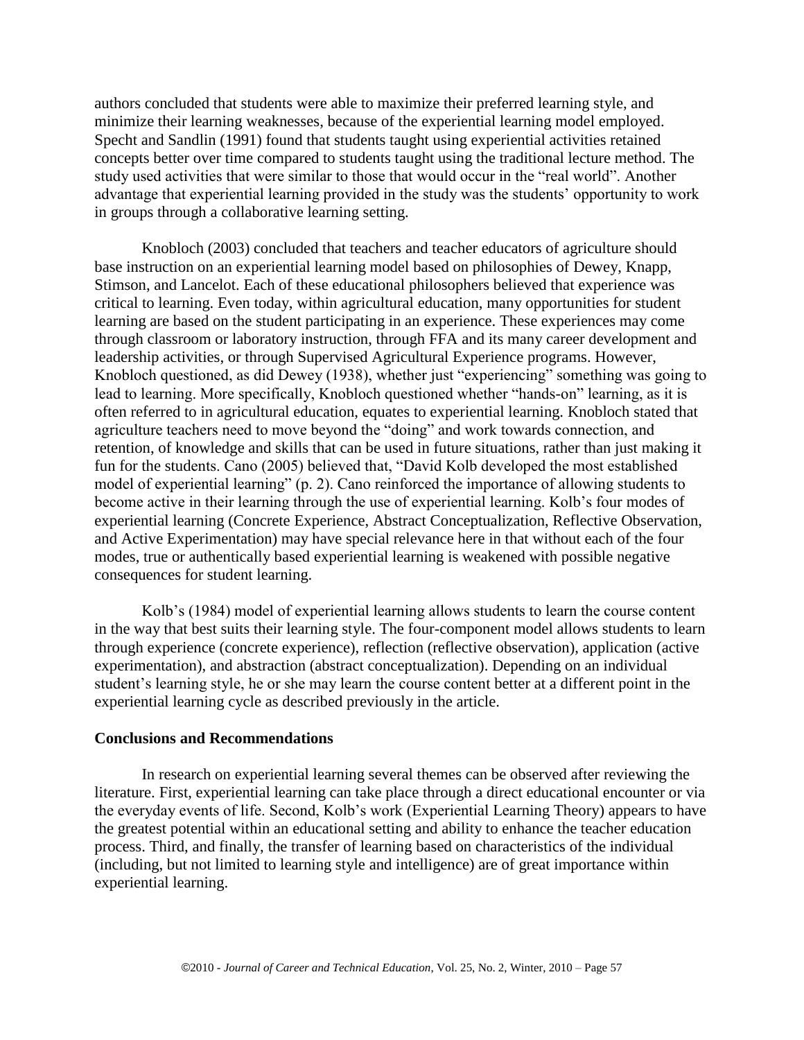authors concluded that students were able to maximize their preferred learning style, and minimize their learning weaknesses, because of the experiential learning model employed. Specht and Sandlin (1991) found that students taught using experiential activities retained concepts better over time compared to students taught using the traditional lecture method. The study used activities that were similar to those that would occur in the "real world". Another advantage that experiential learning provided in the study was the students' opportunity to work in groups through a collaborative learning setting.

Knobloch (2003) concluded that teachers and teacher educators of agriculture should base instruction on an experiential learning model based on philosophies of Dewey, Knapp, Stimson, and Lancelot. Each of these educational philosophers believed that experience was critical to learning. Even today, within agricultural education, many opportunities for student learning are based on the student participating in an experience. These experiences may come through classroom or laboratory instruction, through FFA and its many career development and leadership activities, or through Supervised Agricultural Experience programs. However, Knobloch questioned, as did Dewey (1938), whether just "experiencing" something was going to lead to learning. More specifically, Knobloch questioned whether "hands-on" learning, as it is often referred to in agricultural education, equates to experiential learning. Knobloch stated that agriculture teachers need to move beyond the "doing" and work towards connection, and retention, of knowledge and skills that can be used in future situations, rather than just making it fun for the students. Cano (2005) believed that, "David Kolb developed the most established model of experiential learning" (p. 2). Cano reinforced the importance of allowing students to become active in their learning through the use of experiential learning. Kolb's four modes of experiential learning (Concrete Experience, Abstract Conceptualization, Reflective Observation, and Active Experimentation) may have special relevance here in that without each of the four modes, true or authentically based experiential learning is weakened with possible negative consequences for student learning.

Kolb's (1984) model of experiential learning allows students to learn the course content in the way that best suits their learning style. The four-component model allows students to learn through experience (concrete experience), reflection (reflective observation), application (active experimentation), and abstraction (abstract conceptualization). Depending on an individual student's learning style, he or she may learn the course content better at a different point in the experiential learning cycle as described previously in the article.

## Conclusions and Recommendations

In research on experiential learning several themes can be observed after reviewing the literature. First, experiential learning can take place through a direct educational encounter or via the everyday events of life. Second, Kolb's work (Experiential Learning Theory) appears to have the greatest potential within an educational setting and ability to enhance the teacher education process. Third, and finally, the transfer of learning based on characteristics of the individual (including, but not limited to learning style and intelligence) are of great importance within experiential learning.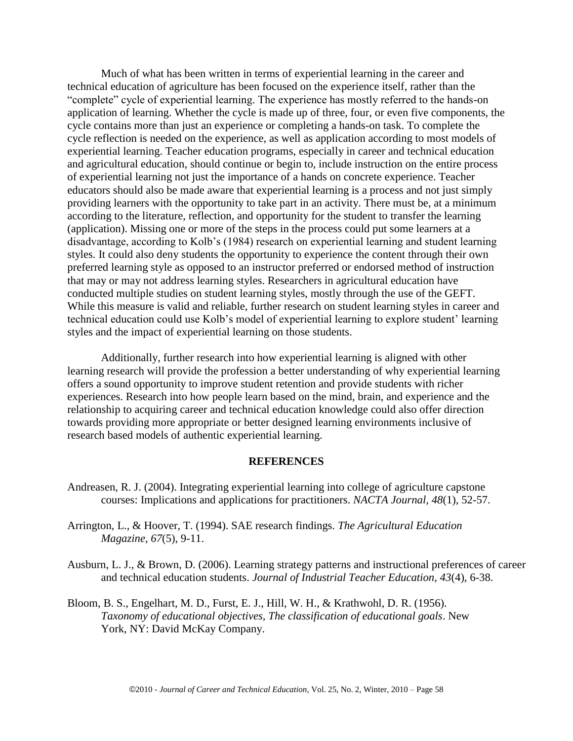Much of what has been written in terms of experiential learning in the career and technical education of agriculture has been focused on the experience itself, rather than the "complete" cycle of experiential learning. The experience has mostly referred to the hands-on application of learning. Whether the cycle is made up of three, four, or even five components, the cycle contains more than just an experience or completing a hands-on task. To complete the cycle reflection is needed on the experience, as well as application according to most models of experiential learning. Teacher education programs, especially in career and technical education and agricultural education, should continue or begin to, include instruction on the entire process of experiential learning not just the importance of a hands on concrete experience. Teacher educators should also be made aware that experiential learning is a process and not just simply providing learners with the opportunity to take part in an activity. There must be, at a minimum according to the literature, reflection, and opportunity for the student to transfer the learning (application). Missing one or more of the steps in the process could put some learners at a disadvantage, according to Kolb's (1984) research on experiential learning and student learning styles. It could also deny students the opportunity to experience the content through their own preferred learning style as opposed to an instructor preferred or endorsed method of instruction that may or may not address learning styles. Researchers in agricultural education have conducted multiple studies on student learning styles, mostly through the use of the GEFT. While this measure is valid and reliable, further research on student learning styles in career and technical education could use Kolb's model of experiential learning to explore student' learning styles and the impact of experiential learning on those students.

Additionally, further research into how experiential learning is aligned with other learning research will provide the profession a better understanding of why experiential learning offers a sound opportunity to improve student retention and provide students with richer experiences. Research into how people learn based on the mind, brain, and experience and the relationship to acquiring career and technical education knowledge could also offer direction towards providing more appropriate or better designed learning environments inclusive of research based models of authentic experiential learning.

## REFERENCES

Andreasen, R. J. (2004). Integrating experiential learning into college of agriculture capstone courses: Implications and applications for practitioners. *NACTA Journal, 48*(1), 52-57.

Arrington, L., & Hoover, T. (1994). SAE research findings. *The Agricultural Education Magazine, 67*(5), 9-11.

Ausburn, L. J., & Brown, D. (2006). Learning strategy patterns and instructional preferences of career and technical education students. *Journal of Industrial Teacher Education, 43*(4), 6-38.

Bloom, B. S., Engelhart, M. D., Furst, E. J., Hill, W. H., & Krathwohl, D. R. (1956). *Taxonomy of educational objectives, The classification of educational goals*. New York, NY: David McKay Company.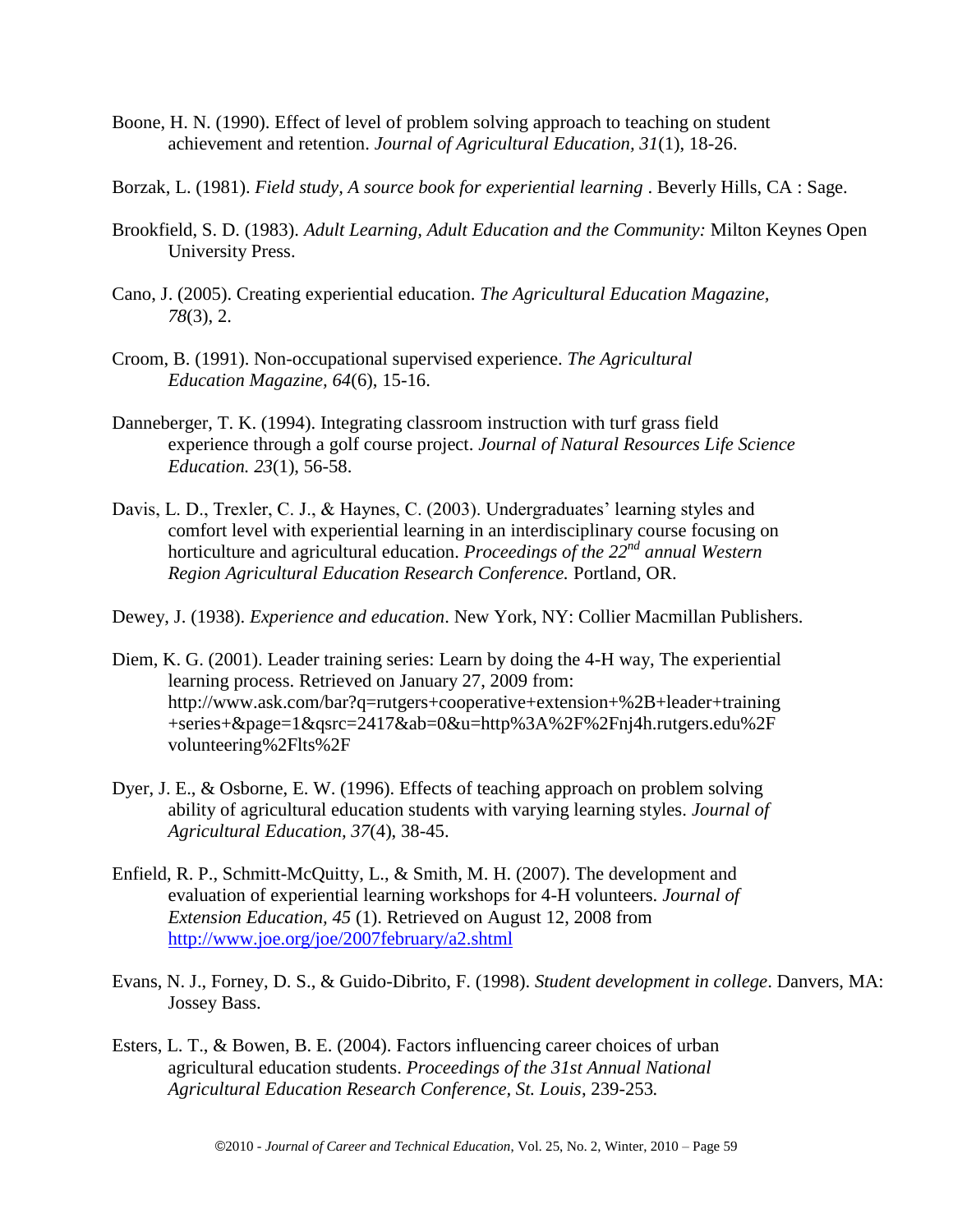Boone, H. N. (1990). Effect of level of problem solving approach to teaching on student achievement and retention. *Journal of Agricultural Education, 31*(1), 18-26.

Borzak, L. (1981). *Field study, A source book for experiential learning* . Beverly Hills, CA : Sage.

Brookfield, S. D. (1983). *Adult Learning, Adult Education and the Community:* Milton Keynes Open University Press.

Cano, J. (2005). Creating experiential education. *The Agricultural Education Magazine, 78*(3), 2.

Croom, B. (1991). Non-occupational supervised experience. *The Agricultural Education Magazine, 64*(6), 15-16.

Danneberger, T. K. (1994). Integrating classroom instruction with turf grass field experience through a golf course project. *Journal of Natural Resources Life Science Education. 23*(1), 56-58.

Davis, L. D., Trexler, C. J., & Haynes, C. (2003). Undergraduates' learning styles and comfort level with experiential learning in an interdisciplinary course focusing on horticulture and agricultural education. *Proceedings of the 22nd annual Western Region Agricultural Education Research Conference.* Portland, OR.

Dewey, J. (1938). *Experience and education*. New York, NY: Collier Macmillan Publishers.

Diem, K. G. (2001). Leader training series: Learn by doing the 4-H way, The experiential learning process. Retrieved on January 27, 2009 from: http://www.ask.com/bar?q=rutgers+cooperative+extension+%2B+leader+training+series+&page=1&qsrc=2417&ab=0&u=http%3A%2F%2Fnj4h.rutgers.edu%2Fvolunteering%2Flts%2F

Dyer, J. E., & Osborne, E. W. (1996). Effects of teaching approach on problem solving ability of agricultural education students with varying learning styles. *Journal of Agricultural Education, 37*(4), 38-45.

Enfield, R. P., Schmitt-McQuitty, L., & Smith, M. H. (2007). The development and evaluation of experiential learning workshops for 4-H volunteers. *Journal of Extension Education, 45* (1). Retrieved on August 12, 2008 from http://www.joe.org/joe/2007february/a2.shtml

Evans, N. J., Forney, D. S., & Guido-Dibrito, F. (1998). *Student development in college*. Danvers, MA: Jossey Bass.

Esters, L. T., & Bowen, B. E. (2004). Factors influencing career choices of urban agricultural education students. *Proceedings of the 31st Annual National Agricultural Education Research Conference, St. Louis*, 239-253.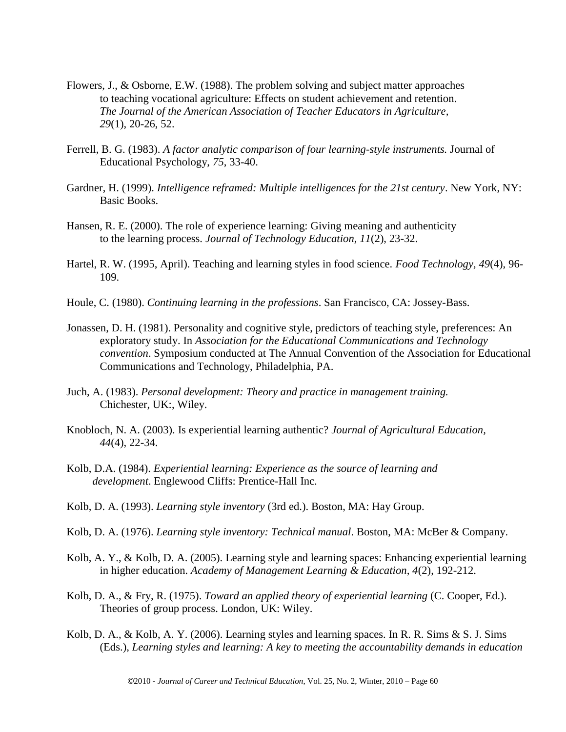Flowers, J., & Osborne, E.W. (1988). The problem solving and subject matter approaches to teaching vocational agriculture: Effects on student achievement and retention. *The Journal of the American Association of Teacher Educators in Agriculture, 29*(1), 20-26, 52.

Ferrell, B. G. (1983). *A factor analytic comparison of four learning-style instruments.* Journal of Educational Psychology, *75*, 33-40.

Gardner, H. (1999). *Intelligence reframed: Multiple intelligences for the 21st century*. New York, NY: Basic Books.

Hansen, R. E. (2000). The role of experience learning: Giving meaning and authenticity to the learning process. *Journal of Technology Education, 11*(2), 23-32.

Hartel, R. W. (1995, April). Teaching and learning styles in food science. *Food Technology, 49*(4), 96-109.

Houle, C. (1980). *Continuing learning in the professions*. San Francisco, CA: Jossey-Bass.

Jonassen, D. H. (1981). Personality and cognitive style, predictors of teaching style, preferences: An exploratory study. In *Association for the Educational Communications and Technology convention*. Symposium conducted at The Annual Convention of the Association for Educational Communications and Technology, Philadelphia, PA.

Juch, A. (1983). *Personal development: Theory and practice in management training.* Chichester, UK:, Wiley.

Knobloch, N. A. (2003). Is experiential learning authentic? *Journal of Agricultural Education, 44*(4), 22-34.

Kolb, D.A. (1984). *Experiential learning: Experience as the source of learning and development*. Englewood Cliffs: Prentice-Hall Inc.

Kolb, D. A. (1993). *Learning style inventory* (3rd ed.). Boston, MA: Hay Group.

Kolb, D. A. (1976). *Learning style inventory: Technical manual*. Boston, MA: McBer & Company.

Kolb, A. Y., & Kolb, D. A. (2005). Learning style and learning spaces: Enhancing experiential learning in higher education. *Academy of Management Learning & Education, 4*(2), 192-212.

Kolb, D. A., & Fry, R. (1975). *Toward an applied theory of experiential learning* (C. Cooper, Ed.). Theories of group process. London, UK: Wiley.

Kolb, D. A., & Kolb, A. Y. (2006). Learning styles and learning spaces. In R. R. Sims & S. J. Sims (Eds.), *Learning styles and learning: A key to meeting the accountability demands in education*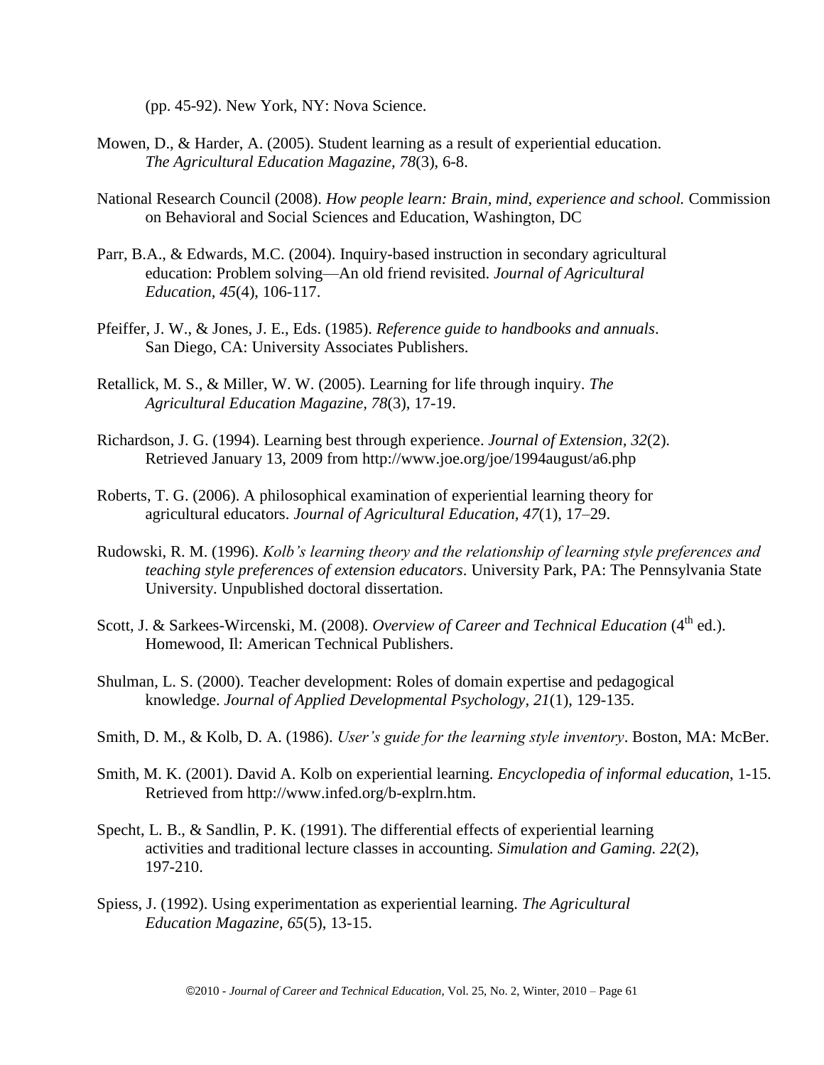(pp. 45-92). New York, NY: Nova Science.

Mowen, D., & Harder, A. (2005). Student learning as a result of experiential education. *The Agricultural Education Magazine, 78*(3), 6-8.

National Research Council (2008). *How people learn: Brain, mind, experience and school.* Commission on Behavioral and Social Sciences and Education, Washington, DC

Parr, B.A., & Edwards, M.C. (2004). Inquiry-based instruction in secondary agricultural education: Problem solving—An old friend revisited. *Journal of Agricultural Education, 45*(4), 106-117.

Pfeiffer, J. W., & Jones, J. E., Eds. (1985). *Reference guide to handbooks and annuals*. San Diego, CA: University Associates Publishers.

Retallick, M. S., & Miller, W. W. (2005). Learning for life through inquiry. *The Agricultural Education Magazine, 78*(3), 17-19.

Richardson, J. G. (1994). Learning best through experience. *Journal of Extension, 32*(2). Retrieved January 13, 2009 from http://www.joe.org/joe/1994august/a6.php

Roberts, T. G. (2006). A philosophical examination of experiential learning theory for agricultural educators. *Journal of Agricultural Education, 47*(1), 17–29.

Rudowski, R. M. (1996). *Kolb's learning theory and the relationship of learning style preferences and teaching style preferences of extension educators*. University Park, PA: The Pennsylvania State University. Unpublished doctoral dissertation.

Scott, J. & Sarkees-Wircenski, M. (2008). *Overview of Career and Technical Education* (4th ed.). Homewood, Il: American Technical Publishers.

Shulman, L. S. (2000). Teacher development: Roles of domain expertise and pedagogical knowledge. *Journal of Applied Developmental Psychology, 21*(1), 129-135.

Smith, D. M., & Kolb, D. A. (1986). *User's guide for the learning style inventory*. Boston, MA: McBer.

Smith, M. K. (2001). David A. Kolb on experiential learning. *Encyclopedia of informal education*, 1-15. Retrieved from http://www.infed.org/b-explrn.htm.

Specht, L. B., & Sandlin, P. K. (1991). The differential effects of experiential learning activities and traditional lecture classes in accounting. *Simulation and Gaming. 22*(2), 197-210.

Spiess, J. (1992). Using experimentation as experiential learning. *The Agricultural Education Magazine, 65*(5), 13-15.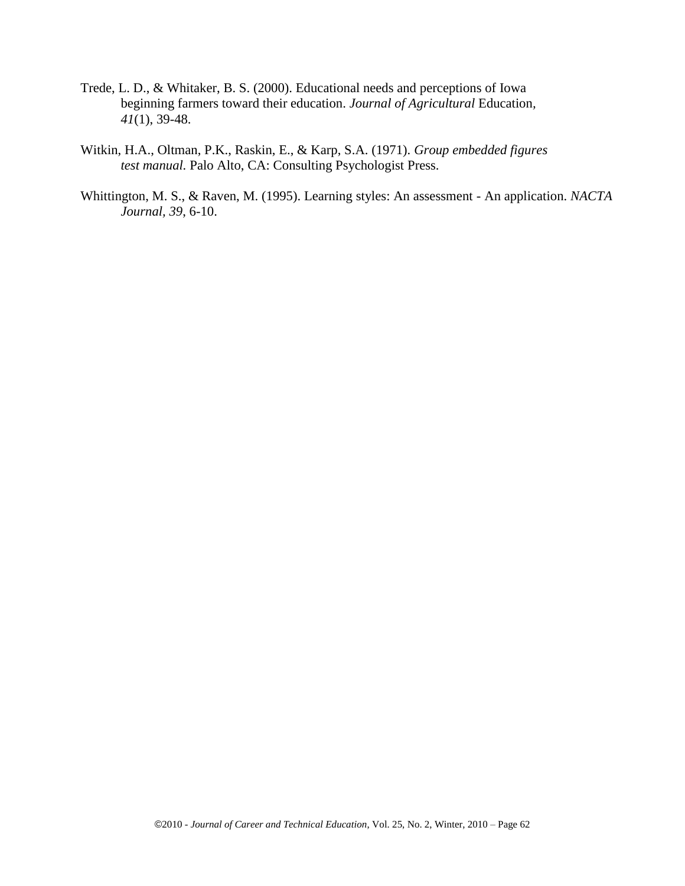Trede, L. D., & Whitaker, B. S. (2000). Educational needs and perceptions of Iowa beginning farmers toward their education. *Journal of Agricultural* Education, *41*(1), 39-48.

Witkin, H.A., Oltman, P.K., Raskin, E., & Karp, S.A. (1971). *Group embedded figures test manual.* Palo Alto, CA: Consulting Psychologist Press.

Whittington, M. S., & Raven, M. (1995). Learning styles: An assessment - An application. *NACTA Journal*, *39*, 6-10.